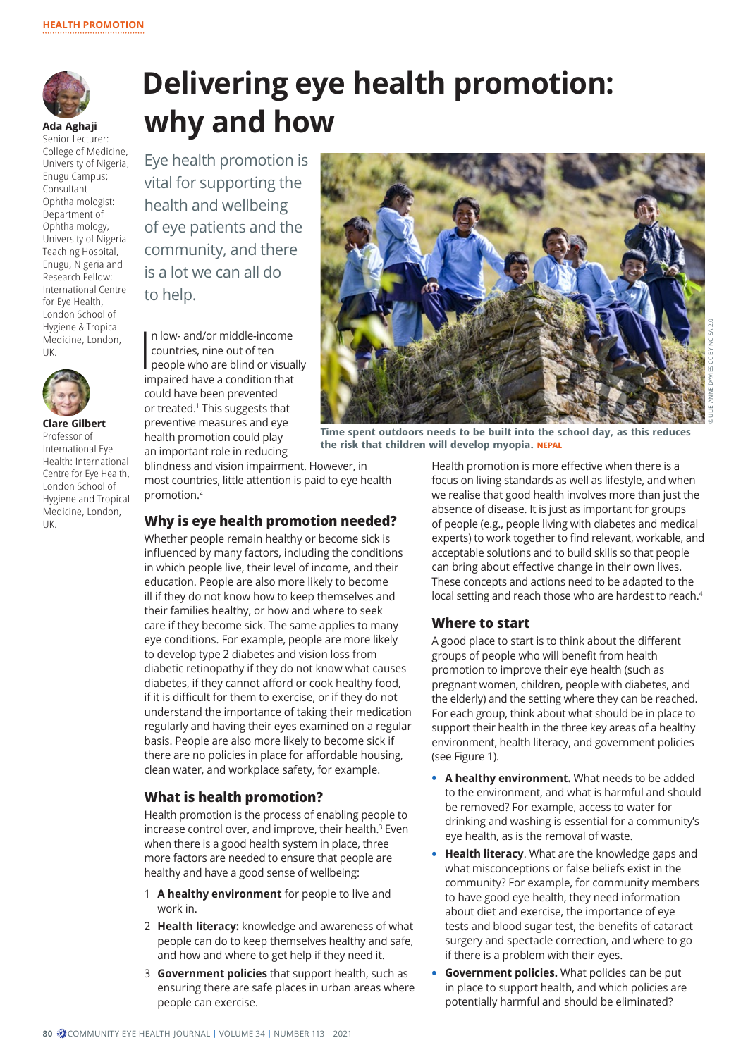# Delivering eye health promotion: why and how

**Ada Aghaji**
Senior Lecturer: College of Medicine, University of Nigeria, Enugu Campus; Consultant Ophthalmologist: Department of Ophthalmology, University of Nigeria Teaching Hospital, Enugu, Nigeria and Research Fellow: International Centre for Eye Health, London School of Hygiene & Tropical Medicine, London, UK.

**Clare Gilbert**
Professor of International Eye Health: International Centre for Eye Health, London School of Hygiene and Tropical Medicine, London, UK.

Eye health promotion is vital for supporting the health and wellbeing of eye patients and the community, and there is a lot we can all do to help.

Time spent outdoors needs to be built into the school day, as this reduces the risk that children will develop myopia. NEPAL

© ULLIE-ANNE DAVIES CC BY-NC-SA 2.0

In low- and/or middle-income countries, nine out of ten people who are blind or visually impaired have a condition that could have been prevented or treated.[1] This suggests that preventive measures and eye health promotion could play an important role in reducing blindness and vision impairment. However, in most countries, little attention is paid to eye health promotion.[2]

## Why is eye health promotion needed?

Whether people remain healthy or become sick is influenced by many factors, including the conditions in which people live, their level of income, and their education. People are also more likely to become ill if they do not know how to keep themselves and their families healthy, or how and where to seek care if they become sick. The same applies to many eye conditions. For example, people are more likely to develop type 2 diabetes and vision loss from diabetic retinopathy if they do not know what causes diabetes, if they cannot afford or cook healthy food, if it is difficult for them to exercise, or if they do not understand the importance of taking their medication regularly and having their eyes examined on a regular basis. People are also more likely to become sick if there are no policies in place for affordable housing, clean water, and workplace safety, for example.

## What is health promotion?

Health promotion is the process of enabling people to increase control over, and improve, their health.[3] Even when there is a good health system in place, three more factors are needed to ensure that people are healthy and have a good sense of wellbeing:

1. **A healthy environment** for people to live and work in.
2. **Health literacy:** knowledge and awareness of what people can do to keep themselves healthy and safe, and how and where to get help if they need it.
3. **Government policies** that support health, such as ensuring there are safe places in urban areas where people can exercise.

Health promotion is more effective when there is a focus on living standards as well as lifestyle, and when we realise that good health involves more than just the absence of disease. It is just as important for groups of people (e.g., people living with diabetes and medical experts) to work together to find relevant, workable, and acceptable solutions and to build skills so that people can bring about effective change in their own lives. These concepts and actions need to be adapted to the local setting and reach those who are hardest to reach.[4]

## Where to start

A good place to start is to think about the different groups of people who will benefit from health promotion to improve their eye health (such as pregnant women, children, people with diabetes, and the elderly) and the setting where they can be reached. For each group, think about what should be in place to support their health in the three key areas of a healthy environment, health literacy, and government policies (see Figure 1).

- **A healthy environment.** What needs to be added to the environment, and what is harmful and should be removed? For example, access to water for drinking and washing is essential for a community's eye health, as is the removal of waste.
- **Health literacy**. What are the knowledge gaps and what misconceptions or false beliefs exist in the community? For example, for community members to have good eye health, they need information about diet and exercise, the importance of eye tests and blood sugar test, the benefits of cataract surgery and spectacle correction, and where to go if there is a problem with their eyes.
- **Government policies.** What policies can be put in place to support health, and which policies are potentially harmful and should be eliminated?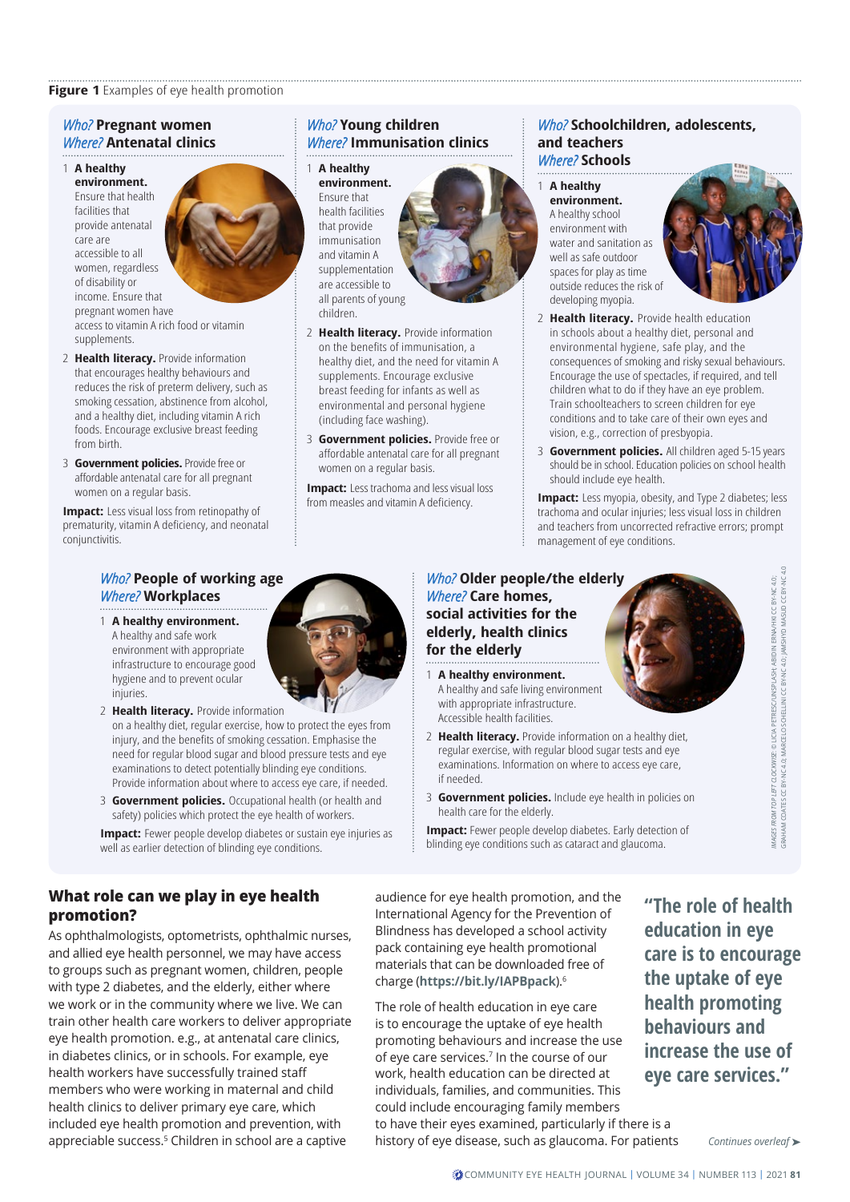**Figure 1** Examples of eye health promotion

### *Who?* Pregnant women
### *Where?* Antenatal clinics

1. **A healthy environment.** Ensure that health facilities that provide antenatal care are accessible to all women, regardless of disability or income. Ensure that pregnant women have access to vitamin A rich food or vitamin supplements.
2. **Health literacy.** Provide information that encourages healthy behaviours and reduces the risk of preterm delivery, such as smoking cessation, abstinence from alcohol, and a healthy diet, including vitamin A rich foods. Encourage exclusive breast feeding from birth.
3. **Government policies.** Provide free or affordable antenatal care for all pregnant women on a regular basis.

**Impact:** Less visual loss from retinopathy of prematurity, vitamin A deficiency, and neonatal conjunctivitis.

### *Who?* Young children
### *Where?* Immunisation clinics

1. **A healthy environment.** Ensure that health facilities that provide immunisation and vitamin A supplementation are accessible to all parents of young children.
2. **Health literacy.** Provide information on the benefits of immunisation, a healthy diet, and the need for vitamin A supplements. Encourage exclusive breast feeding for infants as well as environmental and personal hygiene (including face washing).
3. **Government policies.** Provide free or affordable antenatal care for all pregnant women on a regular basis.

**Impact:** Less trachoma and less visual loss from measles and vitamin A deficiency.

### *Who?* Schoolchildren, adolescents, and teachers
### *Where?* Schools

1. **A healthy environment.** A healthy school environment with water and sanitation as well as safe outdoor spaces for play as time outside reduces the risk of developing myopia.
2. **Health literacy.** Provide health education in schools about a healthy diet, personal and environmental hygiene, safe play, and the consequences of smoking and risky sexual behaviours. Encourage the use of spectacles, if required, and tell children what to do if they have an eye problem. Train schoolteachers to screen children for eye conditions and to take care of their own eyes and vision, e.g., correction of presbyopia.
3. **Government policies.** All children aged 5-15 years should be in school. Education policies on school health should include eye health.

**Impact:** Less myopia, obesity, and Type 2 diabetes; less trachoma and ocular injuries; less visual loss in children and teachers from uncorrected refractive errors; prompt management of eye conditions.

### *Who?* People of working age
### *Where?* Workplaces

1. **A healthy environment.** A healthy and safe work environment with appropriate infrastructure to encourage good hygiene and to prevent ocular injuries.
2. **Health literacy.** Provide information on a healthy diet, regular exercise, how to protect the eyes from injury, and the benefits of smoking cessation. Emphasise the need for regular blood sugar and blood pressure tests and eye examinations to detect potentially blinding eye conditions. Provide information about where to access eye care, if needed.
3. **Government policies.** Occupational health (or health and safety) policies which protect the eye health of workers.

**Impact:** Fewer people develop diabetes or sustain eye injuries as well as earlier detection of blinding eye conditions.

### *Who?* Older people/the elderly
### *Where?* Care homes, social activities for the elderly, health clinics for the elderly

1. **A healthy environment.** A healthy and safe living environment with appropriate infrastructure. Accessible health facilities.
2. **Health literacy.** Provide information on a healthy diet, regular exercise, with regular blood sugar tests and eye examinations. Information on where to access eye care, if needed.
3. **Government policies.** Include eye health in policies on health care for the elderly.

**Impact:** Fewer people develop diabetes. Early detection of blinding eye conditions such as cataract and glaucoma.

IMAGES FROM TOP LEFT CLOCKWISE: © LUCIA PETRESCU/UNSPLASH; ABIDIN ERNA/HKI CC BY-NC 4.0; GRAHAM COATES CC BY-NC 4.0; MARCELO SCHELLINI CC BY-NC 4.0; JAMSHYD MASUD CC BY-NC 4.0

## What role can we play in eye health promotion?

As ophthalmologists, optometrists, ophthalmic nurses, and allied eye health personnel, we may have access to groups such as pregnant women, children, people with type 2 diabetes, and the elderly, either where we work or in the community where we live. We can train other health care workers to deliver appropriate eye health promotion. e.g., at antenatal care clinics, in diabetes clinics, or in schools. For example, eye health workers have successfully trained staff members who were working in maternal and child health clinics to deliver primary eye care, which included eye health promotion and prevention, with appreciable success.[5] Children in school are a captive audience for eye health promotion, and the International Agency for the Prevention of Blindness has developed a school activity pack containing eye health promotional materials that can be downloaded free of charge (**https://bit.ly/IAPBpack**).[6]

The role of health education in eye care is to encourage the uptake of eye health promoting behaviours and increase the use of eye care services.[7] In the course of our work, health education can be directed at individuals, families, and communities. This could include encouraging family members to have their eyes examined, particularly if there is a history of eye disease, such as glaucoma. For patients

> **"The role of health education in eye care is to encourage the uptake of eye health promoting behaviours and increase the use of eye care services."**

*Continues overleaf ➤*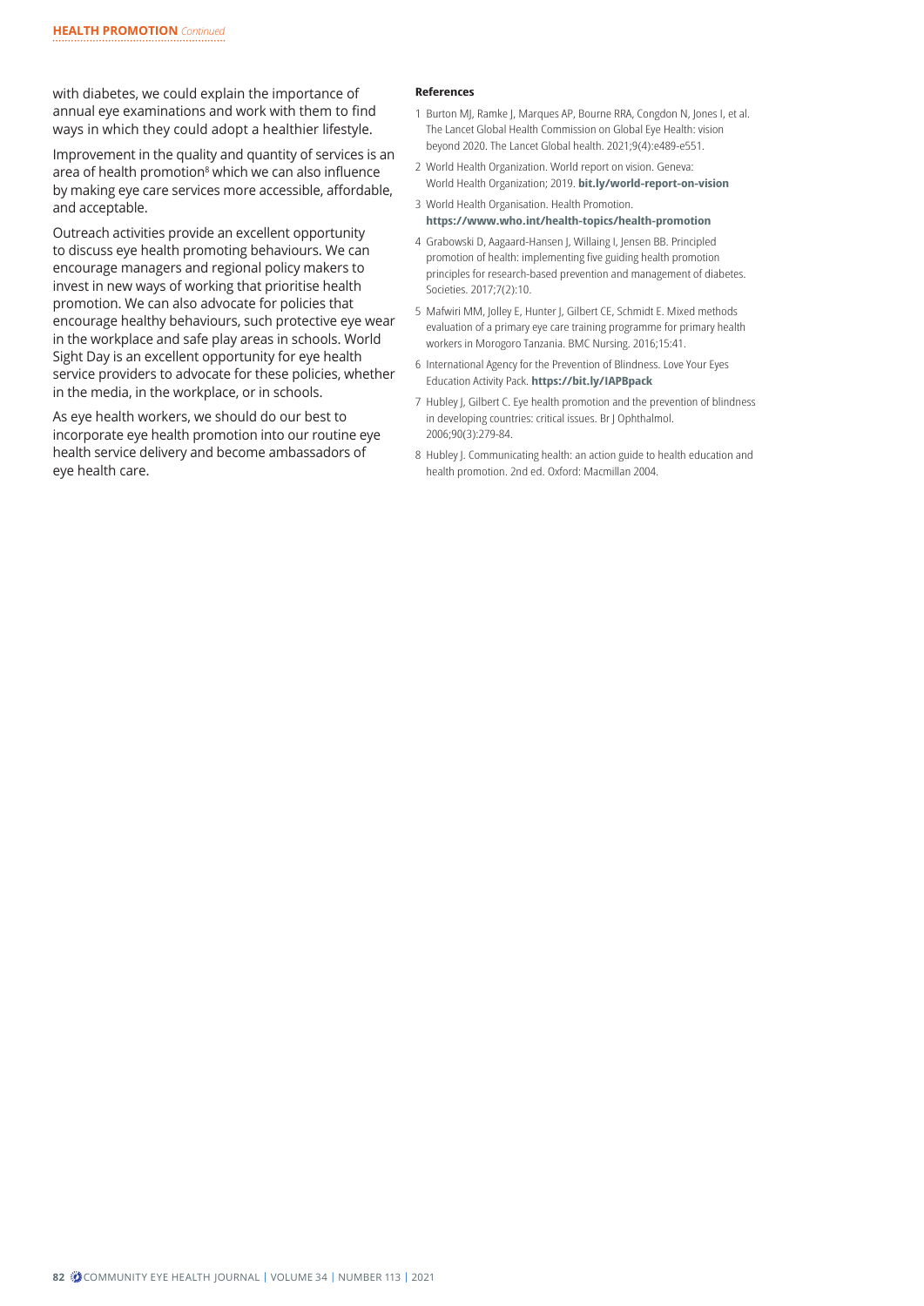with diabetes, we could explain the importance of annual eye examinations and work with them to find ways in which they could adopt a healthier lifestyle.

Improvement in the quality and quantity of services is an area of health promotion[8] which we can also influence by making eye care services more accessible, affordable, and acceptable.

Outreach activities provide an excellent opportunity to discuss eye health promoting behaviours. We can encourage managers and regional policy makers to invest in new ways of working that prioritise health promotion. We can also advocate for policies that encourage healthy behaviours, such protective eye wear in the workplace and safe play areas in schools. World Sight Day is an excellent opportunity for eye health service providers to advocate for these policies, whether in the media, in the workplace, or in schools.

As eye health workers, we should do our best to incorporate eye health promotion into our routine eye health service delivery and become ambassadors of eye health care.

**References**

1. Burton MJ, Ramke J, Marques AP, Bourne RRA, Congdon N, Jones I, et al. The Lancet Global Health Commission on Global Eye Health: vision beyond 2020. The Lancet Global health. 2021;9(4):e489-e551.
2. World Health Organization. World report on vision. Geneva: World Health Organization; 2019. **bit.ly/world-report-on-vision**
3. World Health Organisation. Health Promotion. **https://www.who.int/health-topics/health-promotion**
4. Grabowski D, Aagaard-Hansen J, Willaing I, Jensen BB. Principled promotion of health: implementing five guiding health promotion principles for research-based prevention and management of diabetes. Societies. 2017;7(2):10.
5. Mafwiri MM, Jolley E, Hunter J, Gilbert CE, Schmidt E. Mixed methods evaluation of a primary eye care training programme for primary health workers in Morogoro Tanzania. BMC Nursing. 2016;15:41.
6. International Agency for the Prevention of Blindness. Love Your Eyes Education Activity Pack. **https://bit.ly/IAPBpack**
7. Hubley J, Gilbert C. Eye health promotion and the prevention of blindness in developing countries: critical issues. Br J Ophthalmol. 2006;90(3):279-84.
8. Hubley J. Communicating health: an action guide to health education and health promotion. 2nd ed. Oxford: Macmillan 2004.